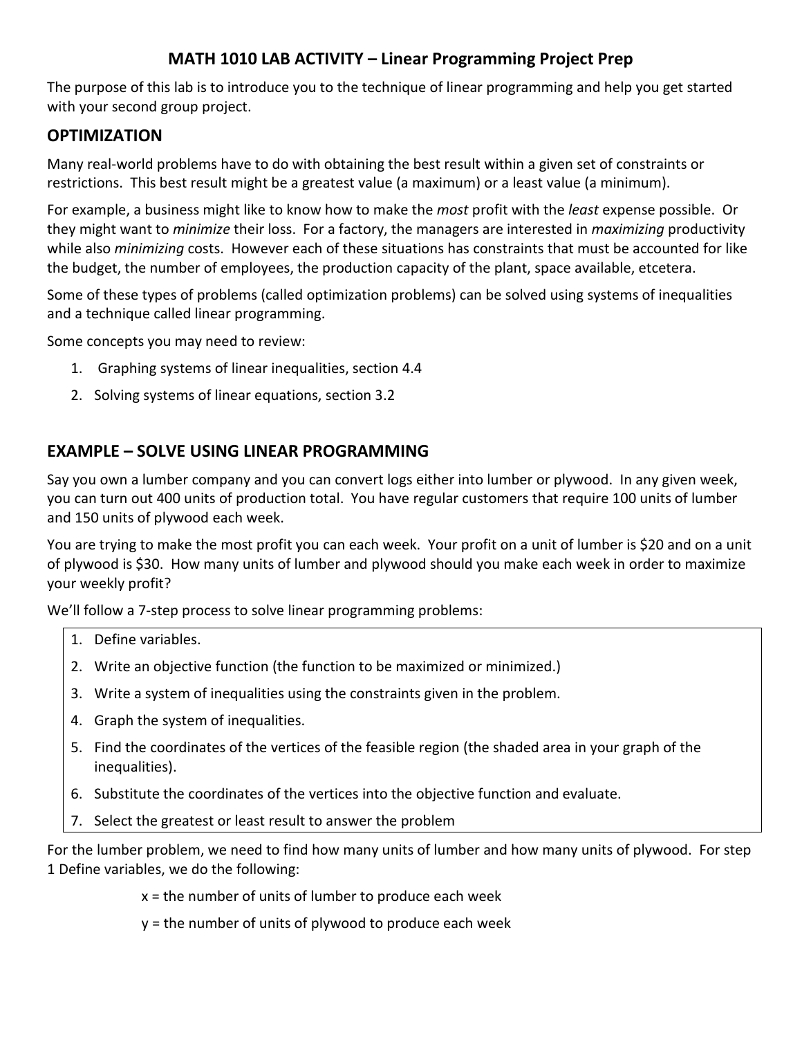# MATH 1010 LAB ACTIVITY – Linear Programming Project Prep

The purpose of this lab is to introduce you to the technique of linear programming and help you get started with your second group project.

## OPTIMIZATION

Many real-world problems have to do with obtaining the best result within a given set of constraints or restrictions. This best result might be a greatest value (a maximum) or a least value (a minimum).

For example, a business might like to know how to make the *most* profit with the *least* expense possible. Or they might want to *minimize* their loss. For a factory, the managers are interested in *maximizing* productivity while also *minimizing* costs. However each of these situations has constraints that must be accounted for like the budget, the number of employees, the production capacity of the plant, space available, etcetera.

Some of these types of problems (called optimization problems) can be solved using systems of inequalities and a technique called linear programming.

Some concepts you may need to review:

1. Graphing systems of linear inequalities, section 4.4
2. Solving systems of linear equations, section 3.2

## EXAMPLE – SOLVE USING LINEAR PROGRAMMING

Say you own a lumber company and you can convert logs either into lumber or plywood. In any given week, you can turn out 400 units of production total. You have regular customers that require 100 units of lumber and 150 units of plywood each week.

You are trying to make the most profit you can each week. Your profit on a unit of lumber is $20 and on a unit of plywood is $30. How many units of lumber and plywood should you make each week in order to maximize your weekly profit?

We'll follow a 7-step process to solve linear programming problems:

1. Define variables.
2. Write an objective function (the function to be maximized or minimized.)
3. Write a system of inequalities using the constraints given in the problem.
4. Graph the system of inequalities.
5. Find the coordinates of the vertices of the feasible region (the shaded area in your graph of the inequalities).
6. Substitute the coordinates of the vertices into the objective function and evaluate.
7. Select the greatest or least result to answer the problem

For the lumber problem, we need to find how many units of lumber and how many units of plywood. For step 1 Define variables, we do the following:

$x$ = the number of units of lumber to produce each week

$y$ = the number of units of plywood to produce each week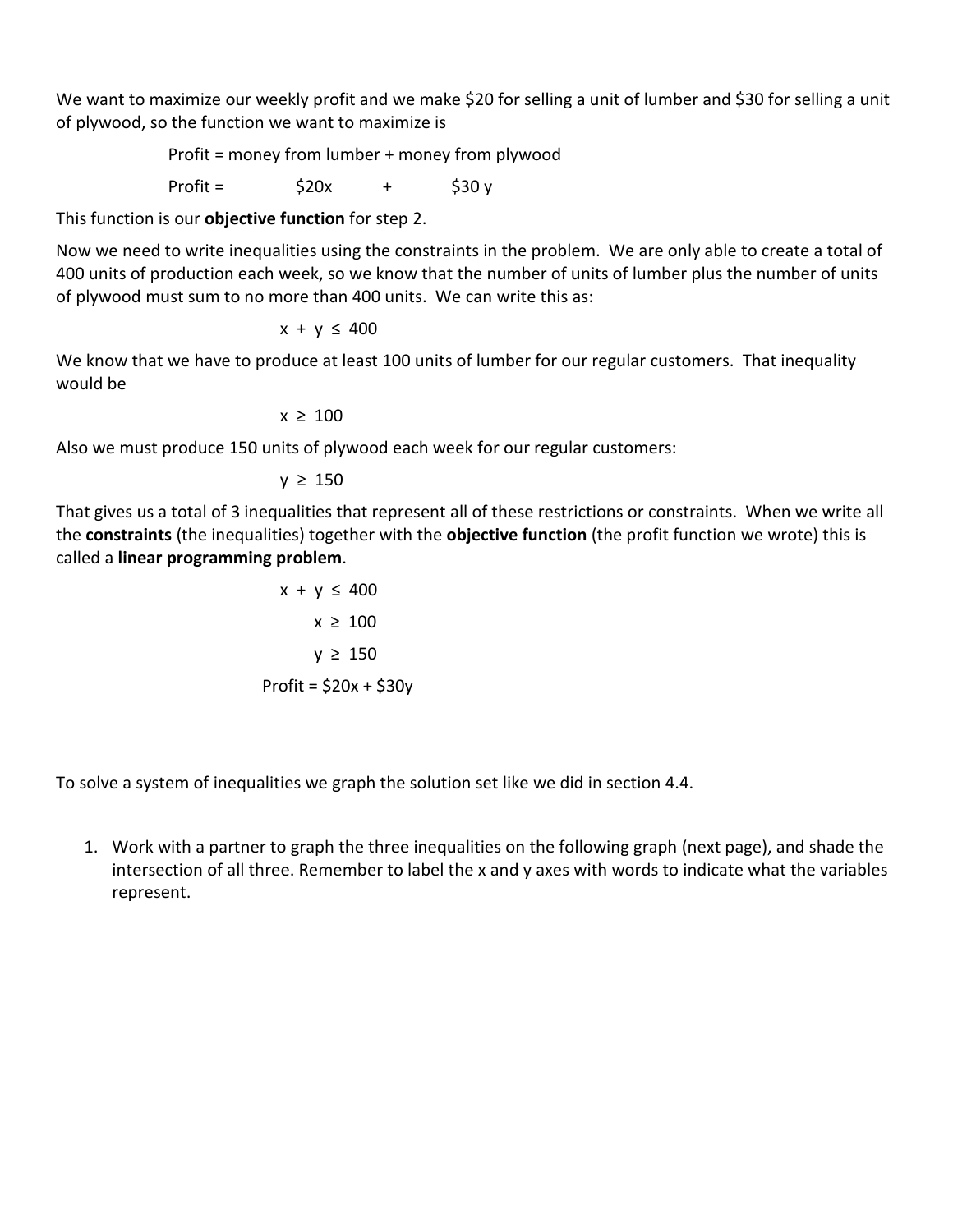We want to maximize our weekly profit and we make \$20 for selling a unit of lumber and \$30 for selling a unit of plywood, so the function we want to maximize is

Profit = money from lumber + money from plywood

$$\text{Profit} = \$20x + \$30y$$

This function is our **objective function** for step 2.

Now we need to write inequalities using the constraints in the problem. We are only able to create a total of 400 units of production each week, so we know that the number of units of lumber plus the number of units of plywood must sum to no more than 400 units. We can write this as:

$$x + y \leq 400$$

We know that we have to produce at least 100 units of lumber for our regular customers. That inequality would be

$$x \geq 100$$

Also we must produce 150 units of plywood each week for our regular customers:

$$y \geq 150$$

That gives us a total of 3 inequalities that represent all of these restrictions or constraints. When we write all the **constraints** (the inequalities) together with the **objective function** (the profit function we wrote) this is called a **linear programming problem**.

$$x + y \leq 400$$

$$x \geq 100$$

$$y \geq 150$$

$$\text{Profit} = \$20x + \$30y$$

To solve a system of inequalities we graph the solution set like we did in section 4.4.

1. Work with a partner to graph the three inequalities on the following graph (next page), and shade the intersection of all three. Remember to label the x and y axes with words to indicate what the variables represent.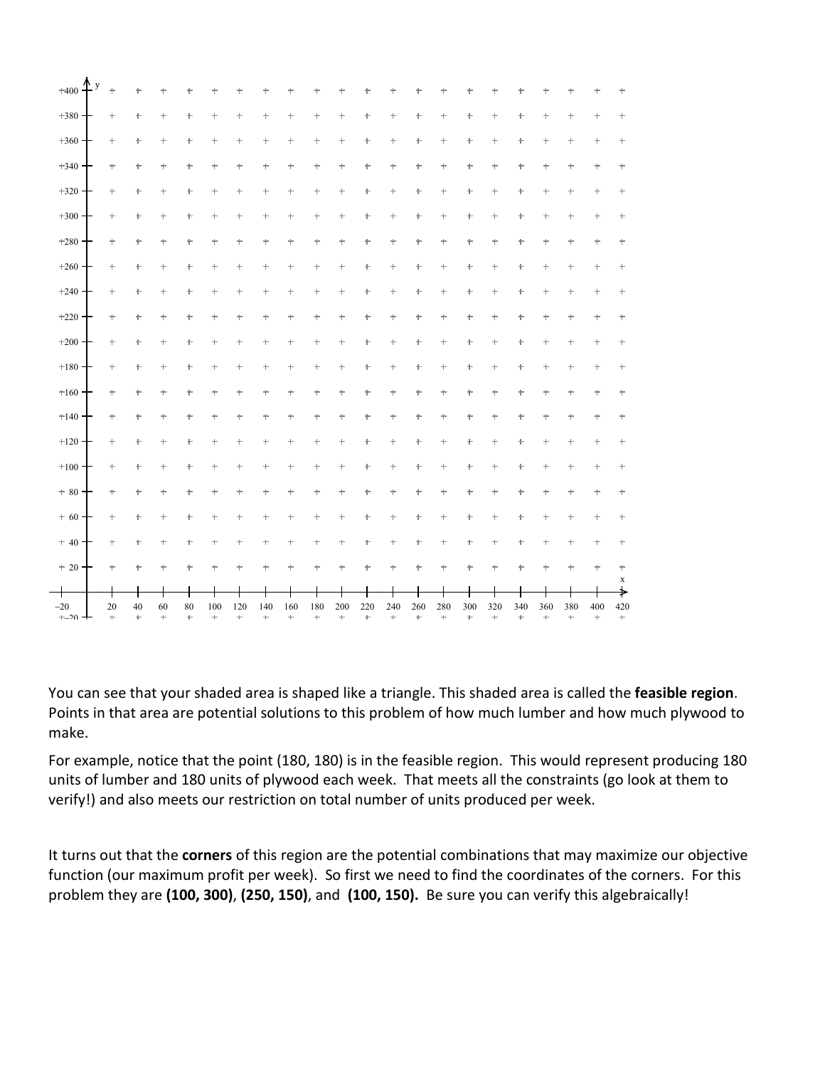You can see that your shaded area is shaped like a triangle. This shaded area is called the **feasible region**. Points in that area are potential solutions to this problem of how much lumber and how much plywood to make.

For example, notice that the point (180, 180) is in the feasible region. This would represent producing 180 units of lumber and 180 units of plywood each week. That meets all the constraints (go look at them to verify!) and also meets our restriction on total number of units produced per week.

It turns out that the **corners** of this region are the potential combinations that may maximize our objective function (our maximum profit per week). So first we need to find the coordinates of the corners. For this problem they are **(100, 300)**, **(250, 150)**, and **(100, 150).** Be sure you can verify this algebraically!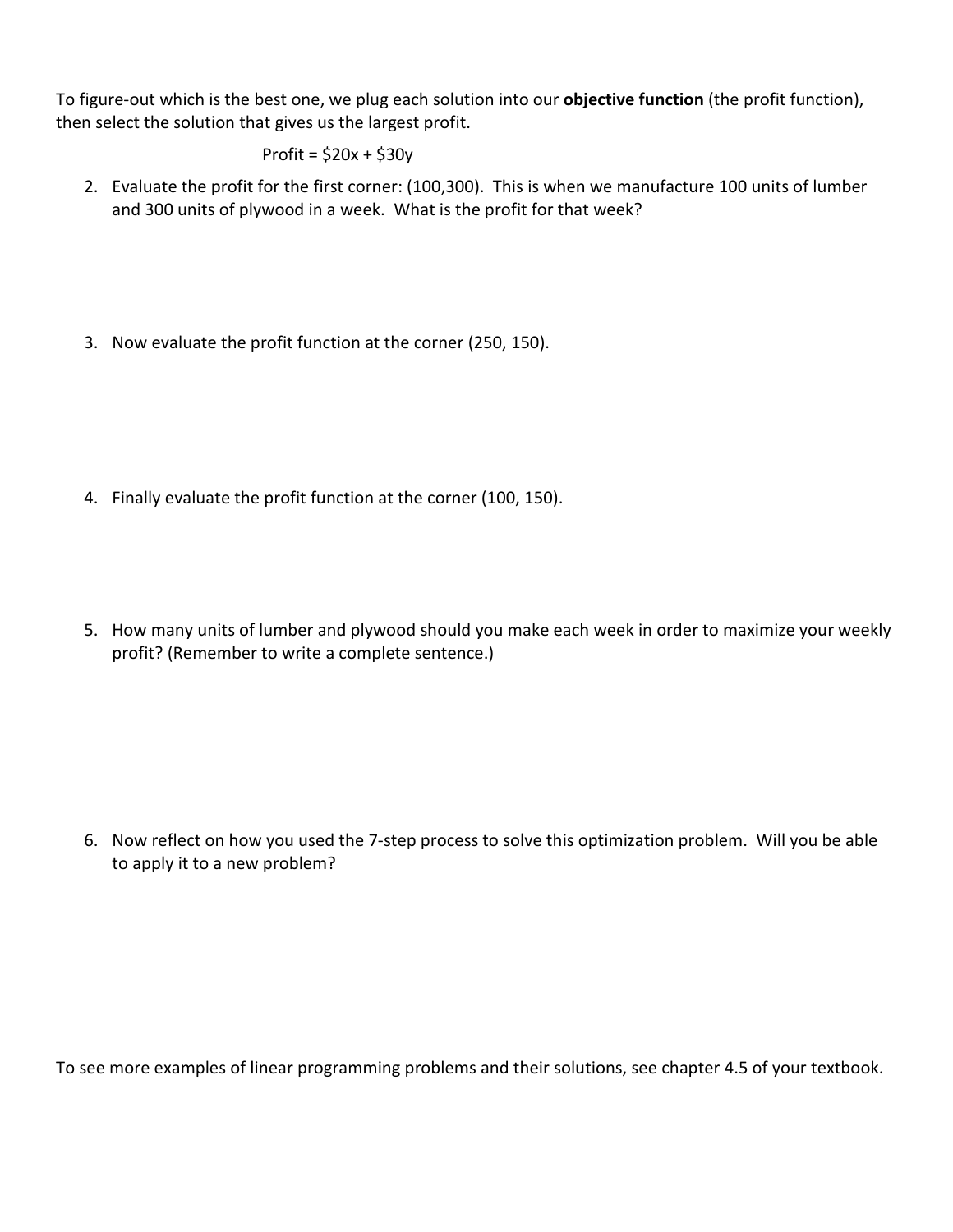To figure-out which is the best one, we plug each solution into our **objective function** (the profit function), then select the solution that gives us the largest profit.

$$\text{Profit} = \$20x + \$30y$$

2. Evaluate the profit for the first corner: (100,300). This is when we manufacture 100 units of lumber and 300 units of plywood in a week. What is the profit for that week?

3. Now evaluate the profit function at the corner (250, 150).

4. Finally evaluate the profit function at the corner (100, 150).

5. How many units of lumber and plywood should you make each week in order to maximize your weekly profit? (Remember to write a complete sentence.)

6. Now reflect on how you used the 7-step process to solve this optimization problem. Will you be able to apply it to a new problem?

To see more examples of linear programming problems and their solutions, see chapter 4.5 of your textbook.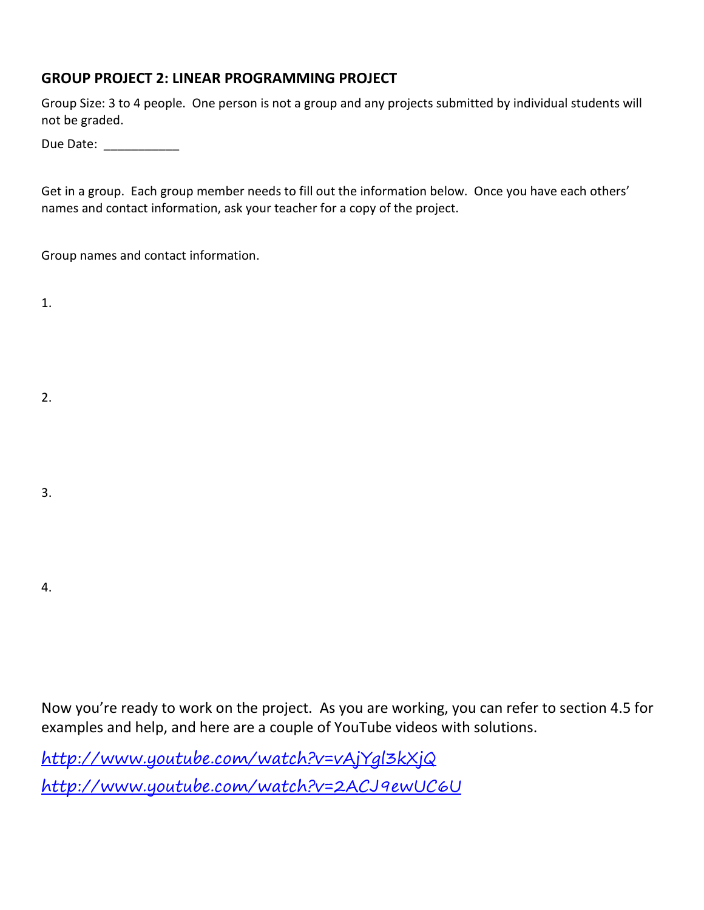## GROUP PROJECT 2: LINEAR PROGRAMMING PROJECT

Group Size: 3 to 4 people. One person is not a group and any projects submitted by individual students will not be graded.

Due Date: ___________

Get in a group. Each group member needs to fill out the information below. Once you have each others' names and contact information, ask your teacher for a copy of the project.

Group names and contact information.

1.

2.

3.

4.

Now you're ready to work on the project. As you are working, you can refer to section 4.5 for examples and help, and here are a couple of YouTube videos with solutions.

http://www.youtube.com/watch?v=vAjYgl3kXjQ

http://www.youtube.com/watch?v=2ACJ9ewUC6U